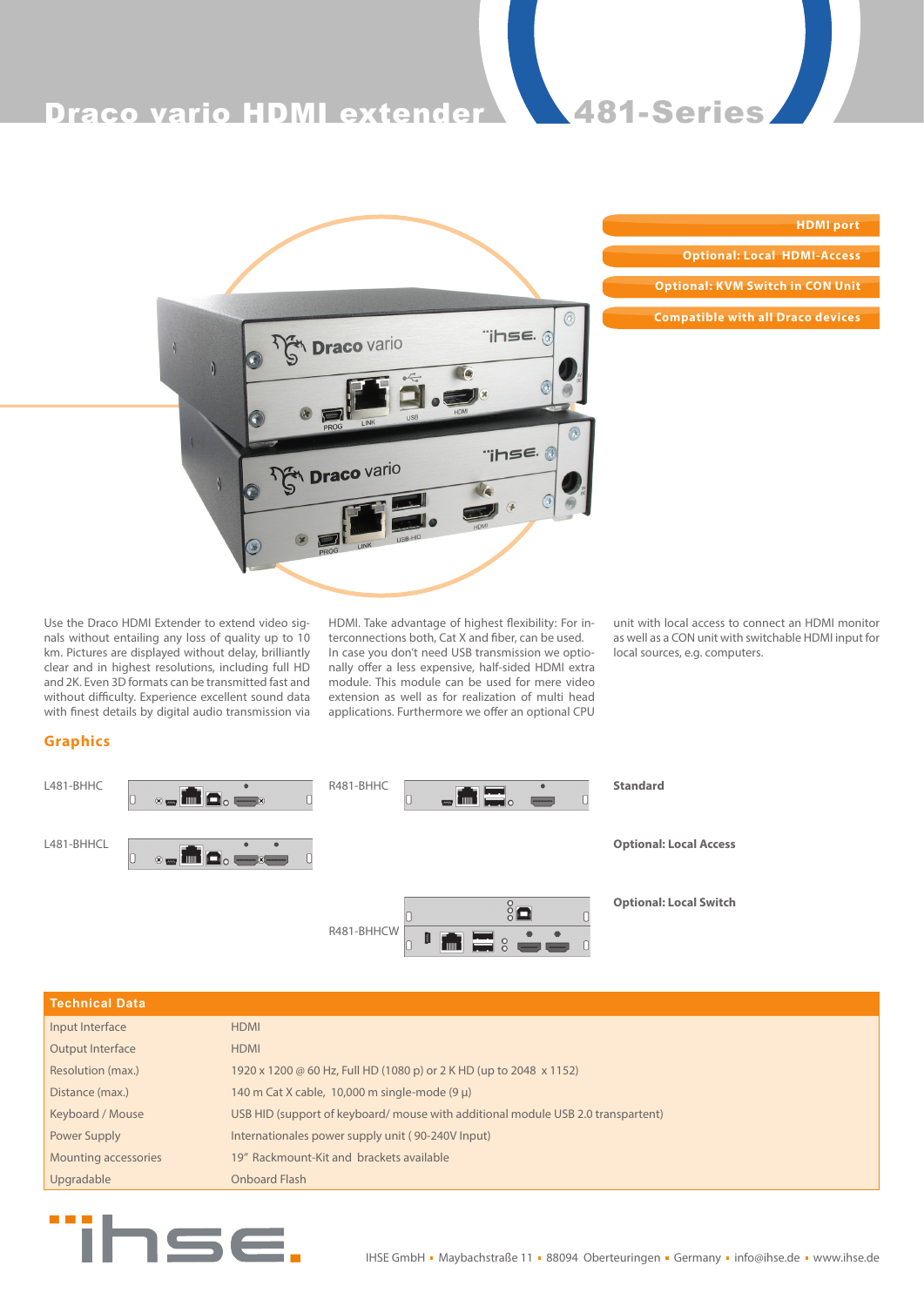# Draco vario HDMI extender 481-Series

- HDMI port
- Optional: Local HDMI-Access
- Optional: KVM Switch in CON Unit
- Compatible with all Draco devices

Use the Draco HDMI Extender to extend video signals without entailing any loss of quality up to 10 km. Pictures are displayed without delay, brilliantly clear and in highest resolutions, including full HD and 2K. Even 3D formats can be transmitted fast and without difficulty. Experience excellent sound data with finest details by digital audio transmission via HDMI. Take advantage of highest flexibility: For interconnections both, Cat X and fiber, can be used. In case you don't need USB transmission we optionally offer a less expensive, half-sided HDMI extra module. This module can be used for mere video extension as well as for realization of multi head applications. Furthermore we offer an optional CPU unit with local access to connect an HDMI monitor as well as a CON unit with switchable HDMI input for local sources, e.g. computers.

## Graphics

L481-BHHC

R481-BHHC

**Standard**

L481-BHHCL

**Optional: Local Access**

R481-BHHCW

**Optional: Local Switch**

| Technical Data | |
|---|---|
| Input Interface | HDMI |
| Output Interface | HDMI |
| Resolution (max.) | 1920 x 1200 @ 60 Hz, Full HD (1080 p) or 2 K HD (up to 2048 x 1152) |
| Distance (max.) | 140 m Cat X cable, 10,000 m single-mode (9 µ) |
| Keyboard / Mouse | USB HID (support of keyboard/ mouse with additional module USB 2.0 transparent) |
| Power Supply | Internationales power supply unit ( 90-240V Input) |
| Mounting accessories | 19" Rackmount-Kit and brackets available |
| Upgradable | Onboard Flash |

IHSE GmbH ▪ Maybachstraße 11 ▪ 88094 Oberteuringen ▪ Germany ▪ info@ihse.de ▪ www.ihse.de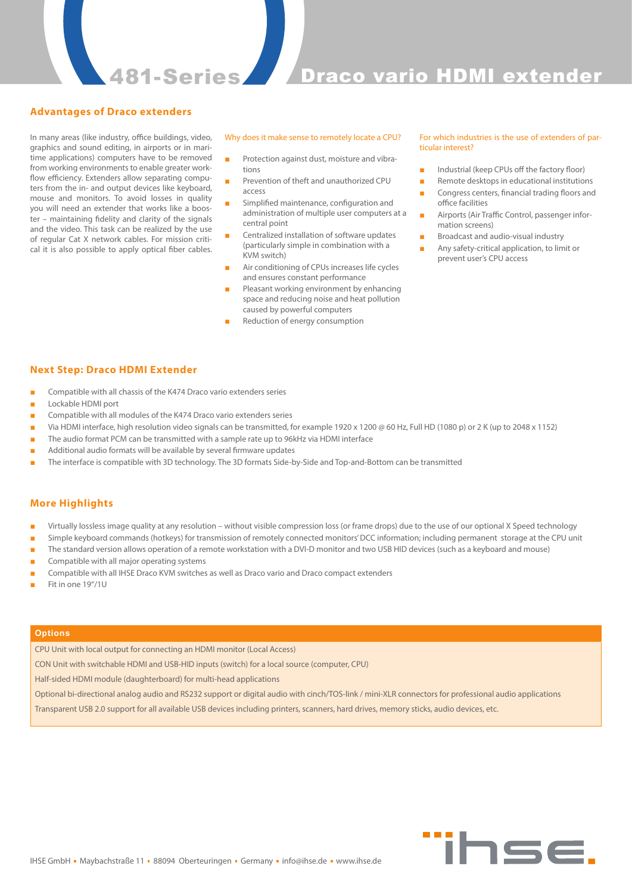# 481-Series Draco vario HDMI extender

## Advantages of Draco extenders

In many areas (like industry, office buildings, video, graphics and sound editing, in airports or in maritime applications) computers have to be removed from working environments to enable greater workflow efficiency. Extenders allow separating computers from the in- and output devices like keyboard, mouse and monitors. To avoid losses in quality you will need an extender that works like a booster – maintaining fidelity and clarity of the signals and the video. This task can be realized by the use of regular Cat X network cables. For mission critical it is also possible to apply optical fiber cables.

Why does it make sense to remotely locate a CPU?

- Protection against dust, moisture and vibrations
- Prevention of theft and unauthorized CPU access
- Simplified maintenance, configuration and administration of multiple user computers at a central point
- Centralized installation of software updates (particularly simple in combination with a KVM switch)
- Air conditioning of CPUs increases life cycles and ensures constant performance
- Pleasant working environment by enhancing space and reducing noise and heat pollution caused by powerful computers
- Reduction of energy consumption

For which industries is the use of extenders of particular interest?

- Industrial (keep CPUs off the factory floor)
- Remote desktops in educational institutions
- Congress centers, financial trading floors and office facilities
- Airports (Air Traffic Control, passenger information screens)
- Broadcast and audio-visual industry
- Any safety-critical application, to limit or prevent user's CPU access

## Next Step: Draco HDMI Extender

- Compatible with all chassis of the K474 Draco vario extenders series
- Lockable HDMI port
- Compatible with all modules of the K474 Draco vario extenders series
- Via HDMI interface, high resolution video signals can be transmitted, for example 1920 x 1200 @ 60 Hz, Full HD (1080 p) or 2 K (up to 2048 x 1152)
- The audio format PCM can be transmitted with a sample rate up to 96kHz via HDMI interface
- Additional audio formats will be available by several firmware updates
- The interface is compatible with 3D technology. The 3D formats Side-by-Side and Top-and-Bottom can be transmitted

## More Highlights

- Virtually lossless image quality at any resolution – without visible compression loss (or frame drops) due to the use of our optional X Speed technology
- Simple keyboard commands (hotkeys) for transmission of remotely connected monitors' DCC information; including permanent storage at the CPU unit
- The standard version allows operation of a remote workstation with a DVI-D monitor and two USB HID devices (such as a keyboard and mouse)
- Compatible with all major operating systems
- Compatible with all IHSE Draco KVM switches as well as Draco vario and Draco compact extenders
- Fit in one 19"/1U

## Options

CPU Unit with local output for connecting an HDMI monitor (Local Access)

CON Unit with switchable HDMI and USB-HID inputs (switch) for a local source (computer, CPU)

Half-sided HDMI module (daughterboard) for multi-head applications

Optional bi-directional analog audio and RS232 support or digital audio with cinch/TOS-link / mini-XLR connectors for professional audio applications

Transparent USB 2.0 support for all available USB devices including printers, scanners, hard drives, memory sticks, audio devices, etc.

IHSE GmbH ▪ Maybachstraße 11 ▪ 88094 Oberteuringen ▪ Germany ▪ info@ihse.de ▪ www.ihse.de